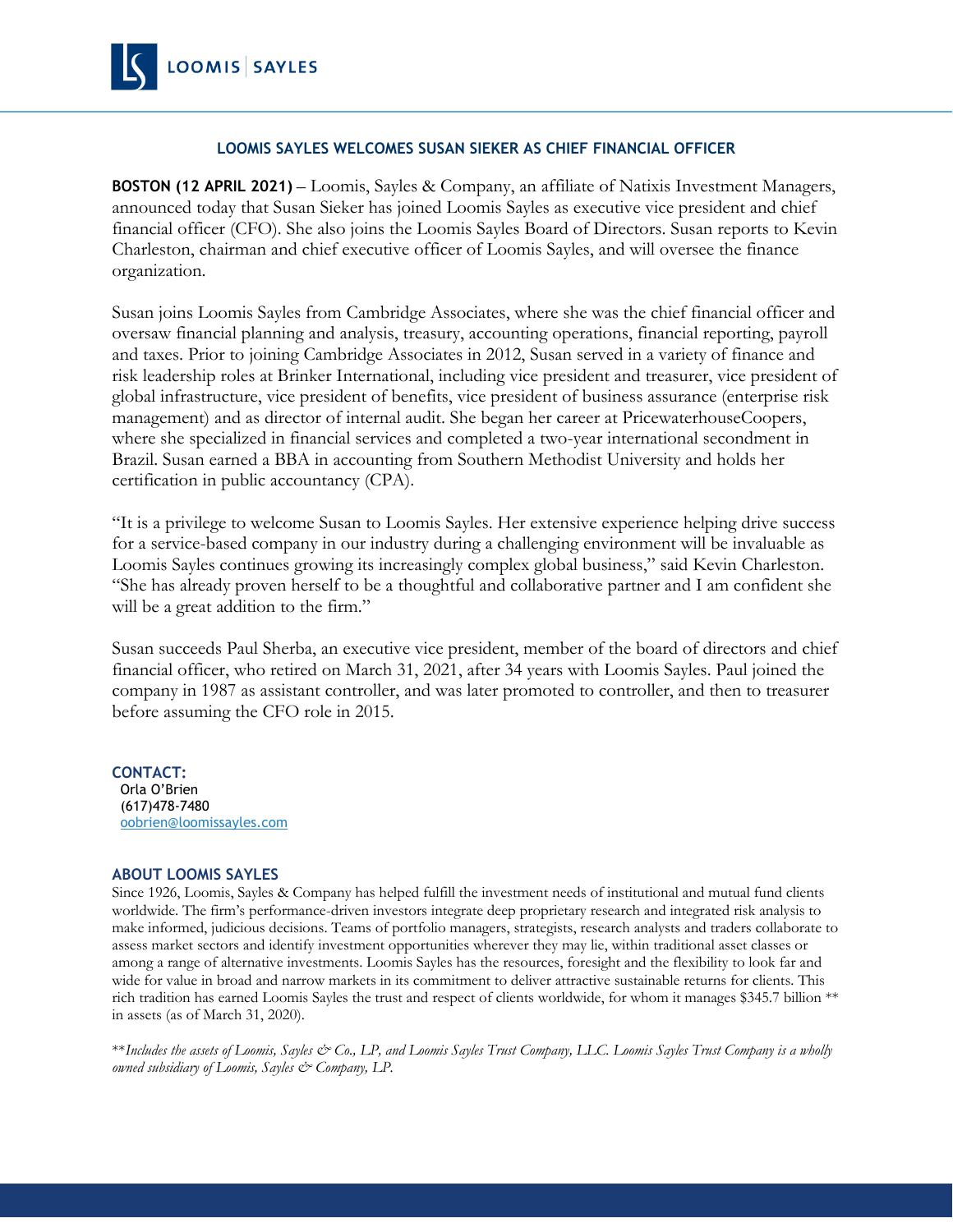LOOMIS | SAYLES

## LOOMIS SAYLES WELCOMES SUSAN SIEKER AS CHIEF FINANCIAL OFFICER

**BOSTON (12 APRIL 2021)** – Loomis, Sayles & Company, an affiliate of Natixis Investment Managers, announced today that Susan Sieker has joined Loomis Sayles as executive vice president and chief financial officer (CFO). She also joins the Loomis Sayles Board of Directors. Susan reports to Kevin Charleston, chairman and chief executive officer of Loomis Sayles, and will oversee the finance organization.

Susan joins Loomis Sayles from Cambridge Associates, where she was the chief financial officer and oversaw financial planning and analysis, treasury, accounting operations, financial reporting, payroll and taxes. Prior to joining Cambridge Associates in 2012, Susan served in a variety of finance and risk leadership roles at Brinker International, including vice president and treasurer, vice president of global infrastructure, vice president of benefits, vice president of business assurance (enterprise risk management) and as director of internal audit. She began her career at PricewaterhouseCoopers, where she specialized in financial services and completed a two-year international secondment in Brazil. Susan earned a BBA in accounting from Southern Methodist University and holds her certification in public accountancy (CPA).

"It is a privilege to welcome Susan to Loomis Sayles. Her extensive experience helping drive success for a service-based company in our industry during a challenging environment will be invaluable as Loomis Sayles continues growing its increasingly complex global business," said Kevin Charleston. "She has already proven herself to be a thoughtful and collaborative partner and I am confident she will be a great addition to the firm."

Susan succeeds Paul Sherba, an executive vice president, member of the board of directors and chief financial officer, who retired on March 31, 2021, after 34 years with Loomis Sayles. Paul joined the company in 1987 as assistant controller, and was later promoted to controller, and then to treasurer before assuming the CFO role in 2015.

**CONTACT:**
Orla O'Brien
(617)478-7480
oobrien@loomissayles.com

### ABOUT LOOMIS SAYLES

Since 1926, Loomis, Sayles & Company has helped fulfill the investment needs of institutional and mutual fund clients worldwide. The firm's performance-driven investors integrate deep proprietary research and integrated risk analysis to make informed, judicious decisions. Teams of portfolio managers, strategists, research analysts and traders collaborate to assess market sectors and identify investment opportunities wherever they may lie, within traditional asset classes or among a range of alternative investments. Loomis Sayles has the resources, foresight and the flexibility to look far and wide for value in broad and narrow markets in its commitment to deliver attractive sustainable returns for clients. This rich tradition has earned Loomis Sayles the trust and respect of clients worldwide, for whom it manages $345.7 billion ** in assets (as of March 31, 2020).

**\*\*Includes the assets of Loomis, Sayles & Co., LP, and Loomis Sayles Trust Company, LLC. Loomis Sayles Trust Company is a wholly owned subsidiary of Loomis, Sayles & Company, LP.*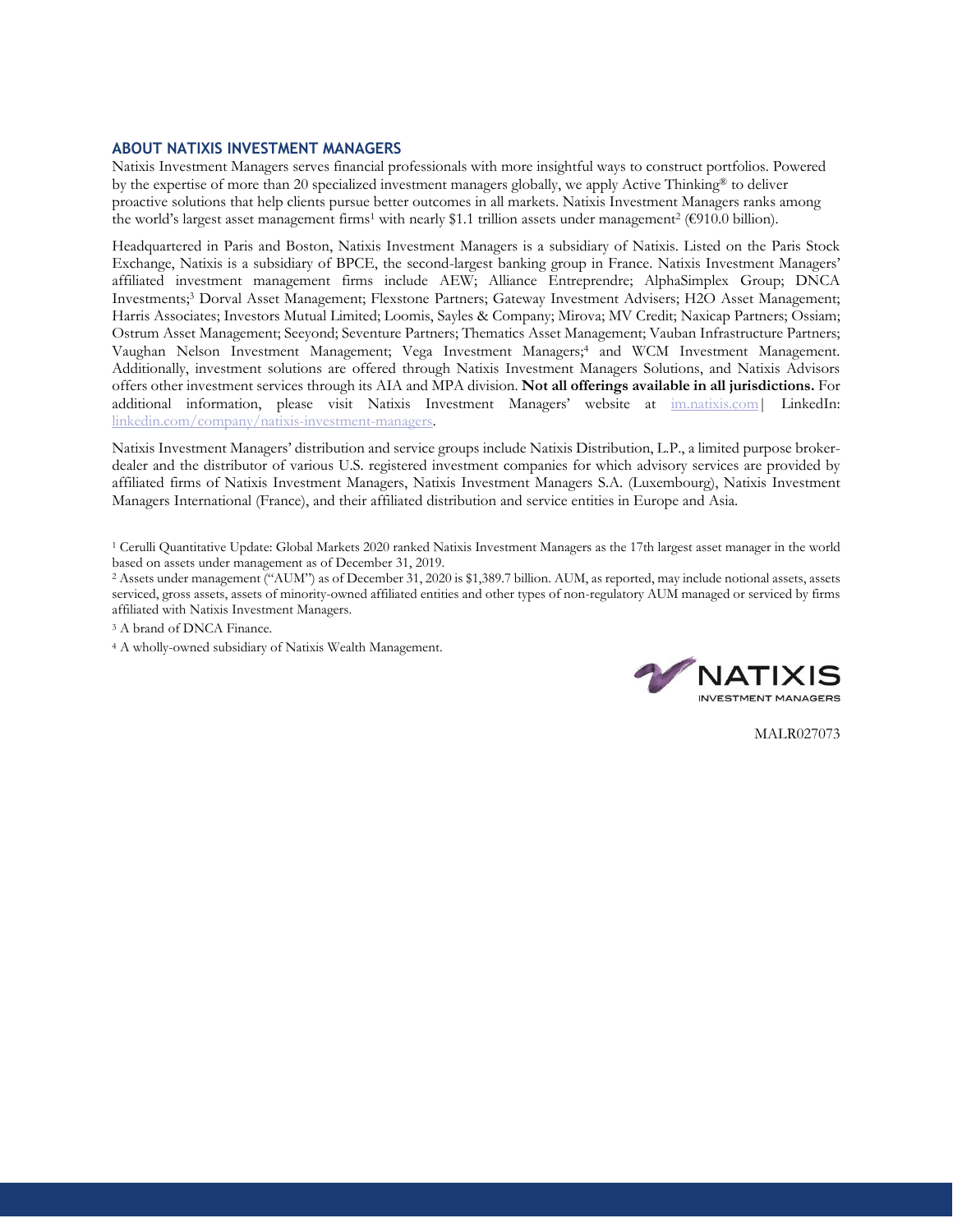## ABOUT NATIXIS INVESTMENT MANAGERS

Natixis Investment Managers serves financial professionals with more insightful ways to construct portfolios. Powered by the expertise of more than 20 specialized investment managers globally, we apply Active Thinking® to deliver proactive solutions that help clients pursue better outcomes in all markets. Natixis Investment Managers ranks among the world's largest asset management firms[1] with nearly $1.1 trillion assets under management[2] (€910.0 billion).

Headquartered in Paris and Boston, Natixis Investment Managers is a subsidiary of Natixis. Listed on the Paris Stock Exchange, Natixis is a subsidiary of BPCE, the second-largest banking group in France. Natixis Investment Managers' affiliated investment management firms include AEW; Alliance Entreprendre; AlphaSimplex Group; DNCA Investments;[3] Dorval Asset Management; Flexstone Partners; Gateway Investment Advisers; H2O Asset Management; Harris Associates; Investors Mutual Limited; Loomis, Sayles & Company; Mirova; MV Credit; Naxicap Partners; Ossiam; Ostrum Asset Management; Seeyond; Seventure Partners; Thematics Asset Management; Vauban Infrastructure Partners; Vaughan Nelson Investment Management; Vega Investment Managers;[4] and WCM Investment Management. Additionally, investment solutions are offered through Natixis Investment Managers Solutions, and Natixis Advisors offers other investment services through its AIA and MPA division. **Not all offerings available in all jurisdictions.** For additional information, please visit Natixis Investment Managers' website at im.natixis.com | LinkedIn: linkedin.com/company/natixis-investment-managers.

Natixis Investment Managers' distribution and service groups include Natixis Distribution, L.P., a limited purpose broker-dealer and the distributor of various U.S. registered investment companies for which advisory services are provided by affiliated firms of Natixis Investment Managers, Natixis Investment Managers S.A. (Luxembourg), Natixis Investment Managers International (France), and their affiliated distribution and service entities in Europe and Asia.

[1] Cerulli Quantitative Update: Global Markets 2020 ranked Natixis Investment Managers as the 17th largest asset manager in the world based on assets under management as of December 31, 2019.

[2] Assets under management ("AUM") as of December 31, 2020 is $1,389.7 billion. AUM, as reported, may include notional assets, assets serviced, gross assets, assets of minority-owned affiliated entities and other types of non-regulatory AUM managed or serviced by firms affiliated with Natixis Investment Managers.

[3] A brand of DNCA Finance.

[4] A wholly-owned subsidiary of Natixis Wealth Management.

NATIXIS INVESTMENT MANAGERS

MALR027073